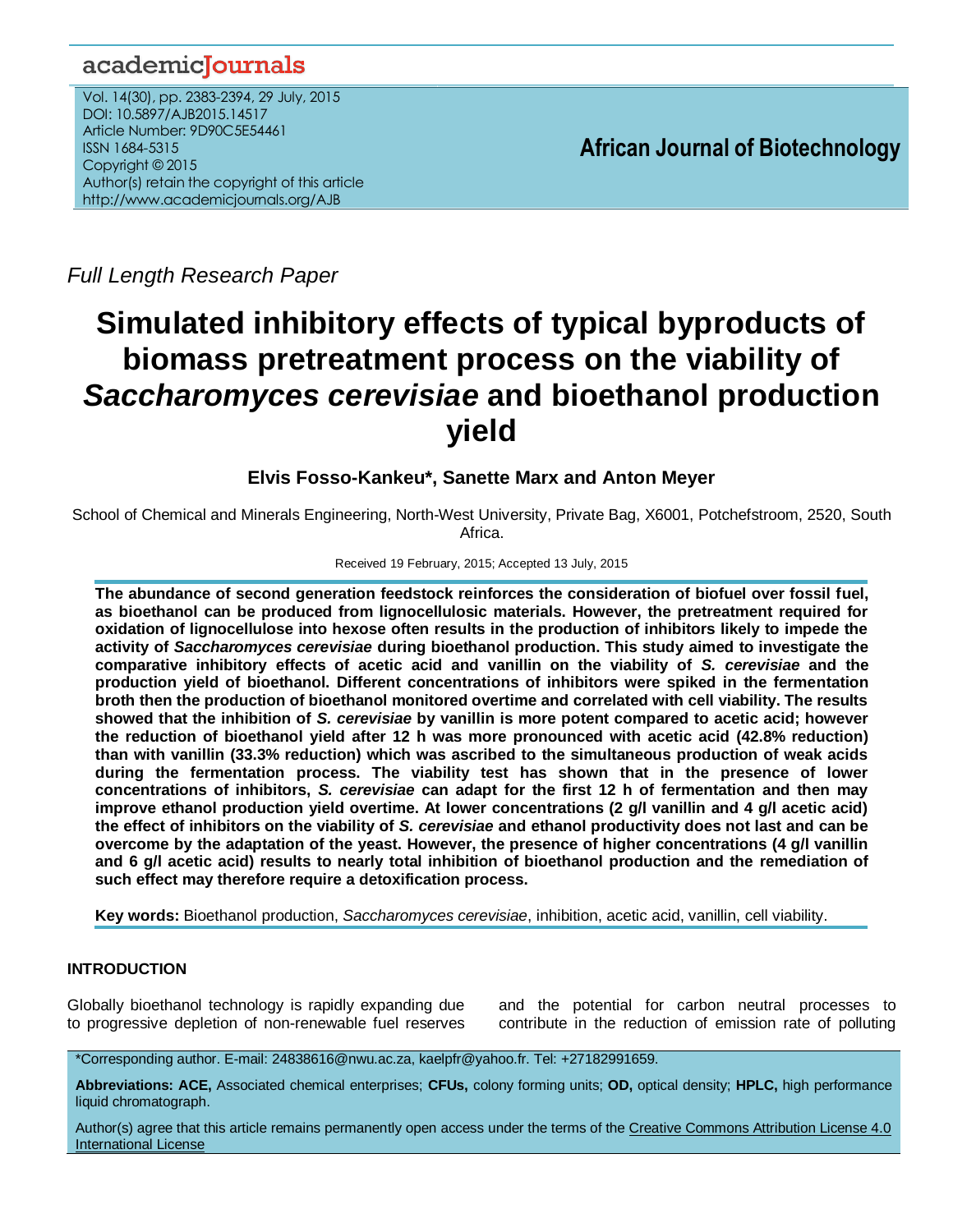Full Length Research Paper

# Simulated inhibitory effects of typical byproducts of biomass pretreatment process on the viability of *Saccharomyces cerevisiae* and bioethanol production yield

**Elvis Fosso-Kankeu\*, Sanette Marx and Anton Meyer**

School of Chemical and Minerals Engineering, North-West University, Private Bag, X6001, Potchefstroom, 2520, South Africa.

Received 19 February, 2015; Accepted 13 July, 2015

**The abundance of second generation feedstock reinforces the consideration of biofuel over fossil fuel, as bioethanol can be produced from lignocellulosic materials. However, the pretreatment required for oxidation of lignocellulose into hexose often results in the production of inhibitors likely to impede the activity of *Saccharomyces cerevisiae* during bioethanol production. This study aimed to investigate the comparative inhibitory effects of acetic acid and vanillin on the viability of *S. cerevisiae* and the production yield of bioethanol. Different concentrations of inhibitors were spiked in the fermentation broth then the production of bioethanol monitored overtime and correlated with cell viability. The results showed that the inhibition of *S. cerevisiae* by vanillin is more potent compared to acetic acid; however the reduction of bioethanol yield after 12 h was more pronounced with acetic acid (42.8% reduction) than with vanillin (33.3% reduction) which was ascribed to the simultaneous production of weak acids during the fermentation process. The viability test has shown that in the presence of lower concentrations of inhibitors, *S. cerevisiae* can adapt for the first 12 h of fermentation and then may improve ethanol production yield overtime. At lower concentrations (2 g/l vanillin and 4 g/l acetic acid) the effect of inhibitors on the viability of *S. cerevisiae* and ethanol productivity does not last and can be overcome by the adaptation of the yeast. However, the presence of higher concentrations (4 g/l vanillin and 6 g/l acetic acid) results to nearly total inhibition of bioethanol production and the remediation of such effect may therefore require a detoxification process.**

**Key words:** Bioethanol production, *Saccharomyces cerevisiae*, inhibition, acetic acid, vanillin, cell viability.

## INTRODUCTION

Globally bioethanol technology is rapidly expanding due to progressive depletion of non-renewable fuel reserves and the potential for carbon neutral processes to contribute in the reduction of emission rate of polluting

\*Corresponding author. E-mail: 24838616@nwu.ac.za, kaelpfr@yahoo.fr. Tel: +27182991659.

**Abbreviations: ACE,** Associated chemical enterprises; **CFUs,** colony forming units; **OD,** optical density; **HPLC,** high performance liquid chromatograph.

Author(s) agree that this article remains permanently open access under the terms of the Creative Commons Attribution License 4.0 International License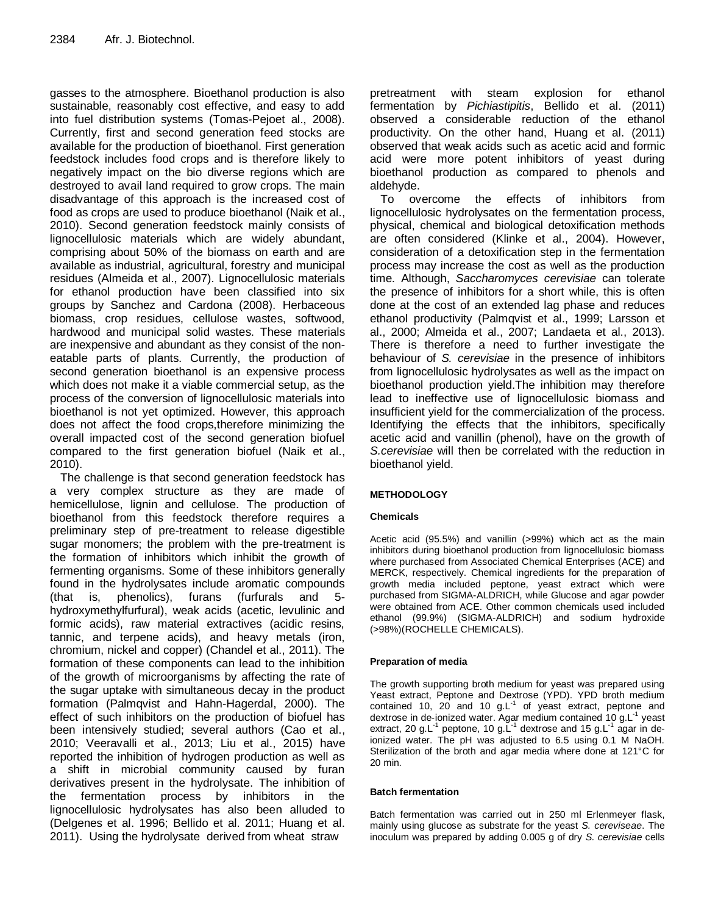gasses to the atmosphere. Bioethanol production is also sustainable, reasonably cost effective, and easy to add into fuel distribution systems (Tomas-Pejoet al., 2008). Currently, first and second generation feed stocks are available for the production of bioethanol. First generation feedstock includes food crops and is therefore likely to negatively impact on the bio diverse regions which are destroyed to avail land required to grow crops. The main disadvantage of this approach is the increased cost of food as crops are used to produce bioethanol (Naik et al., 2010). Second generation feedstock mainly consists of lignocellulosic materials which are widely abundant, comprising about 50% of the biomass on earth and are available as industrial, agricultural, forestry and municipal residues (Almeida et al., 2007). Lignocellulosic materials for ethanol production have been classified into six groups by Sanchez and Cardona (2008). Herbaceous biomass, crop residues, cellulose wastes, softwood, hardwood and municipal solid wastes. These materials are inexpensive and abundant as they consist of the non-eatable parts of plants. Currently, the production of second generation bioethanol is an expensive process which does not make it a viable commercial setup, as the process of the conversion of lignocellulosic materials into bioethanol is not yet optimized. However, this approach does not affect the food crops,therefore minimizing the overall impacted cost of the second generation biofuel compared to the first generation biofuel (Naik et al., 2010).

The challenge is that second generation feedstock has a very complex structure as they are made of hemicellulose, lignin and cellulose. The production of bioethanol from this feedstock therefore requires a preliminary step of pre-treatment to release digestible sugar monomers; the problem with the pre-treatment is the formation of inhibitors which inhibit the growth of fermenting organisms. Some of these inhibitors generally found in the hydrolysates include aromatic compounds (that is, phenolics), furans (furfurals and 5-hydroxymethylfurfural), weak acids (acetic, levulinic and formic acids), raw material extractives (acidic resins, tannic, and terpene acids), and heavy metals (iron, chromium, nickel and copper) (Chandel et al., 2011). The formation of these components can lead to the inhibition of the growth of microorganisms by affecting the rate of the sugar uptake with simultaneous decay in the product formation (Palmqvist and Hahn-Hagerdal, 2000). The effect of such inhibitors on the production of biofuel has been intensively studied; several authors (Cao et al., 2010; Veeravalli et al., 2013; Liu et al., 2015) have reported the inhibition of hydrogen production as well as a shift in microbial community caused by furan derivatives present in the hydrolysate. The inhibition of the fermentation process by inhibitors in the lignocellulosic hydrolysates has also been alluded to (Delgenes et al. 1996; Bellido et al. 2011; Huang et al. 2011). Using the hydrolysate derived from wheat straw pretreatment with steam explosion for ethanol fermentation by *Pichiastipitis*, Bellido et al. (2011) observed a considerable reduction of the ethanol productivity. On the other hand, Huang et al. (2011) observed that weak acids such as acetic acid and formic acid were more potent inhibitors of yeast during bioethanol production as compared to phenols and aldehyde.

To overcome the effects of inhibitors from lignocellulosic hydrolysates on the fermentation process, physical, chemical and biological detoxification methods are often considered (Klinke et al., 2004). However, consideration of a detoxification step in the fermentation process may increase the cost as well as the production time. Although, *Saccharomyces cerevisiae* can tolerate the presence of inhibitors for a short while, this is often done at the cost of an extended lag phase and reduces ethanol productivity (Palmqvist et al., 1999; Larsson et al., 2000; Almeida et al., 2007; Landaeta et al., 2013). There is therefore a need to further investigate the behaviour of *S. cerevisiae* in the presence of inhibitors from lignocellulosic hydrolysates as well as the impact on bioethanol production yield.The inhibition may therefore lead to ineffective use of lignocellulosic biomass and insufficient yield for the commercialization of the process. Identifying the effects that the inhibitors, specifically acetic acid and vanillin (phenol), have on the growth of *S.cerevisiae* will then be correlated with the reduction in bioethanol yield.

## METHODOLOGY

### Chemicals

Acetic acid (95.5%) and vanillin (>99%) which act as the main inhibitors during bioethanol production from lignocellulosic biomass where purchased from Associated Chemical Enterprises (ACE) and MERCK, respectively. Chemical ingredients for the preparation of growth media included peptone, yeast extract which were purchased from SIGMA-ALDRICH, while Glucose and agar powder were obtained from ACE. Other common chemicals used included ethanol (99.9%) (SIGMA-ALDRICH) and sodium hydroxide (>98%)(ROCHELLE CHEMICALS).

### Preparation of media

The growth supporting broth medium for yeast was prepared using Yeast extract, Peptone and Dextrose (YPD). YPD broth medium contained 10, 20 and 10 $g.L^{-1}$ of yeast extract, peptone and dextrose in de-ionized water. Agar medium contained 10 $g.L^{-1}$ yeast extract, 20 $g.L^{-1}$ peptone, 10 $g.L^{-1}$ dextrose and 15 $g.L^{-1}$ agar in de-ionized water. The pH was adjusted to 6.5 using 0.1 M NaOH. Sterilization of the broth and agar media where done at 121°C for 20 min.

### Batch fermentation

Batch fermentation was carried out in 250 ml Erlenmeyer flask, mainly using glucose as substrate for the yeast *S. cereviseae*. The inoculum was prepared by adding 0.005 g of dry *S. cerevisiae* cells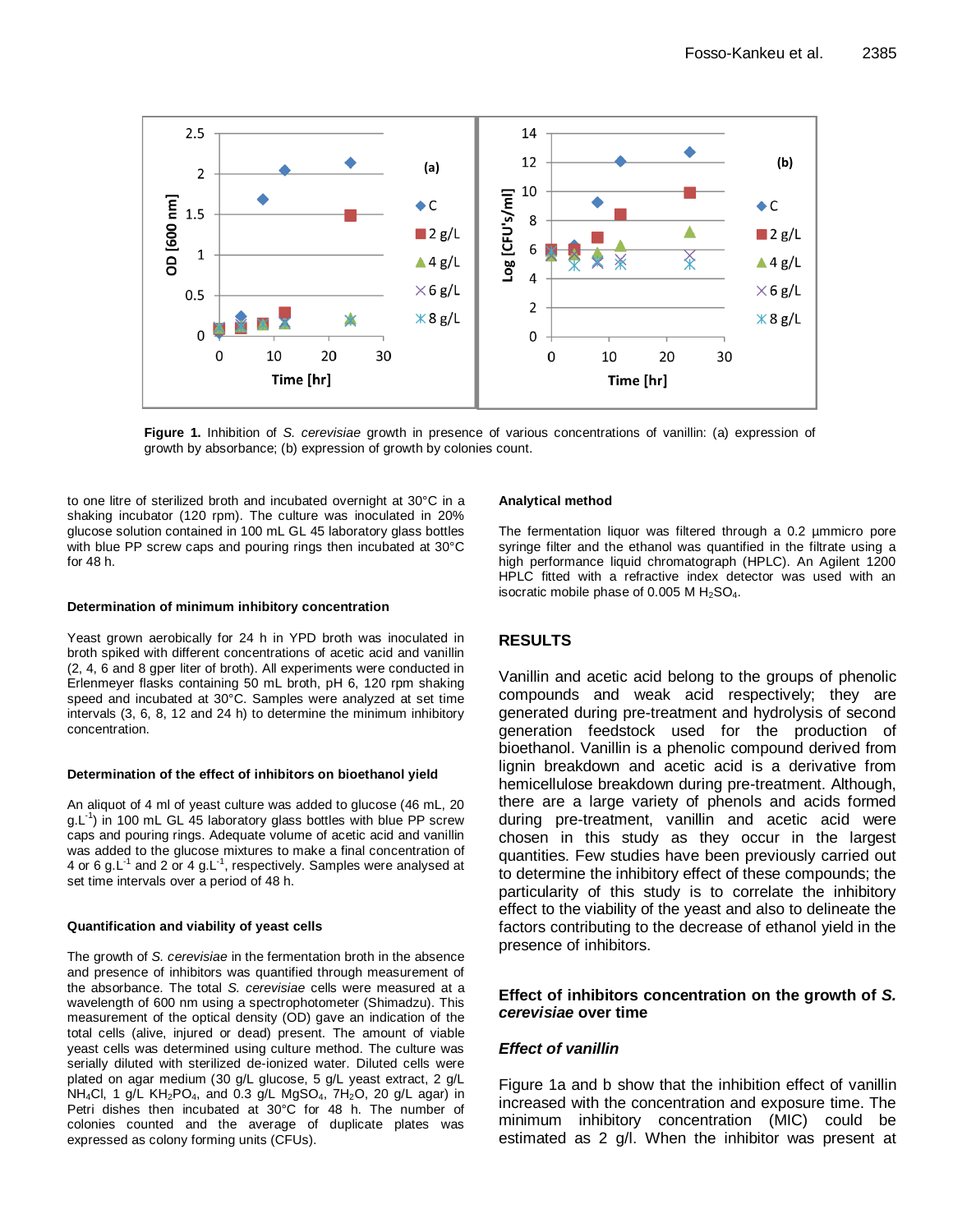Figure 1. Inhibition of *S. cerevisiae* growth in presence of various concentrations of vanillin: (a) expression of growth by absorbance; (b) expression of growth by colonies count.

to one litre of sterilized broth and incubated overnight at 30°C in a shaking incubator (120 rpm). The culture was inoculated in 20% glucose solution contained in 100 mL GL 45 laboratory glass bottles with blue PP screw caps and pouring rings then incubated at 30°C for 48 h.

### Determination of minimum inhibitory concentration

Yeast grown aerobically for 24 h in YPD broth was inoculated in broth spiked with different concentrations of acetic acid and vanillin (2, 4, 6 and 8 gper liter of broth). All experiments were conducted in Erlenmeyer flasks containing 50 mL broth, pH 6, 120 rpm shaking speed and incubated at 30°C. Samples were analyzed at set time intervals (3, 6, 8, 12 and 24 h) to determine the minimum inhibitory concentration.

### Determination of the effect of inhibitors on bioethanol yield

An aliquot of 4 ml of yeast culture was added to glucose (46 mL, 20 $g.L^{-1}$) in 100 mL GL 45 laboratory glass bottles with blue PP screw caps and pouring rings. Adequate volume of acetic acid and vanillin was added to the glucose mixtures to make a final concentration of 4 or 6 $g.L^{-1}$ and 2 or 4 $g.L^{-1}$, respectively. Samples were analysed at set time intervals over a period of 48 h.

### Quantification and viability of yeast cells

The growth of *S. cerevisiae* in the fermentation broth in the absence and presence of inhibitors was quantified through measurement of the absorbance. The total *S. cerevisiae* cells were measured at a wavelength of 600 nm using a spectrophotometer (Shimadzu). This measurement of the optical density (OD) gave an indication of the total cells (alive, injured or dead) present. The amount of viable yeast cells was determined using culture method. The culture was serially diluted with sterilized de-ionized water. Diluted cells were plated on agar medium (30 g/L glucose, 5 g/L yeast extract, 2 g/L $NH_4Cl$, 1 g/L $KH_2PO_4$, and 0.3 g/L $MgSO_4$, $7H_2O$, 20 g/L agar) in Petri dishes then incubated at 30°C for 48 h. The number of colonies counted and the average of duplicate plates was expressed as colony forming units (CFUs).

### Analytical method

The fermentation liquor was filtered through a 0.2 µmmicro pore syringe filter and the ethanol was quantified in the filtrate using a high performance liquid chromatograph (HPLC). An Agilent 1200 HPLC fitted with a refractive index detector was used with an isocratic mobile phase of 0.005 M $H_2SO_4$.

## RESULTS

Vanillin and acetic acid belong to the groups of phenolic compounds and weak acid respectively; they are generated during pre-treatment and hydrolysis of second generation feedstock used for the production of bioethanol. Vanillin is a phenolic compound derived from lignin breakdown and acetic acid is a derivative from hemicellulose breakdown during pre-treatment. Although, there are a large variety of phenols and acids formed during pre-treatment, vanillin and acetic acid were chosen in this study as they occur in the largest quantities. Few studies have been previously carried out to determine the inhibitory effect of these compounds; the particularity of this study is to correlate the inhibitory effect to the viability of the yeast and also to delineate the factors contributing to the decrease of ethanol yield in the presence of inhibitors.

### Effect of inhibitors concentration on the growth of *S. cerevisiae* over time

#### *Effect of vanillin*

Figure 1a and b show that the inhibition effect of vanillin increased with the concentration and exposure time. The minimum inhibitory concentration (MIC) could be estimated as 2 g/l. When the inhibitor was present at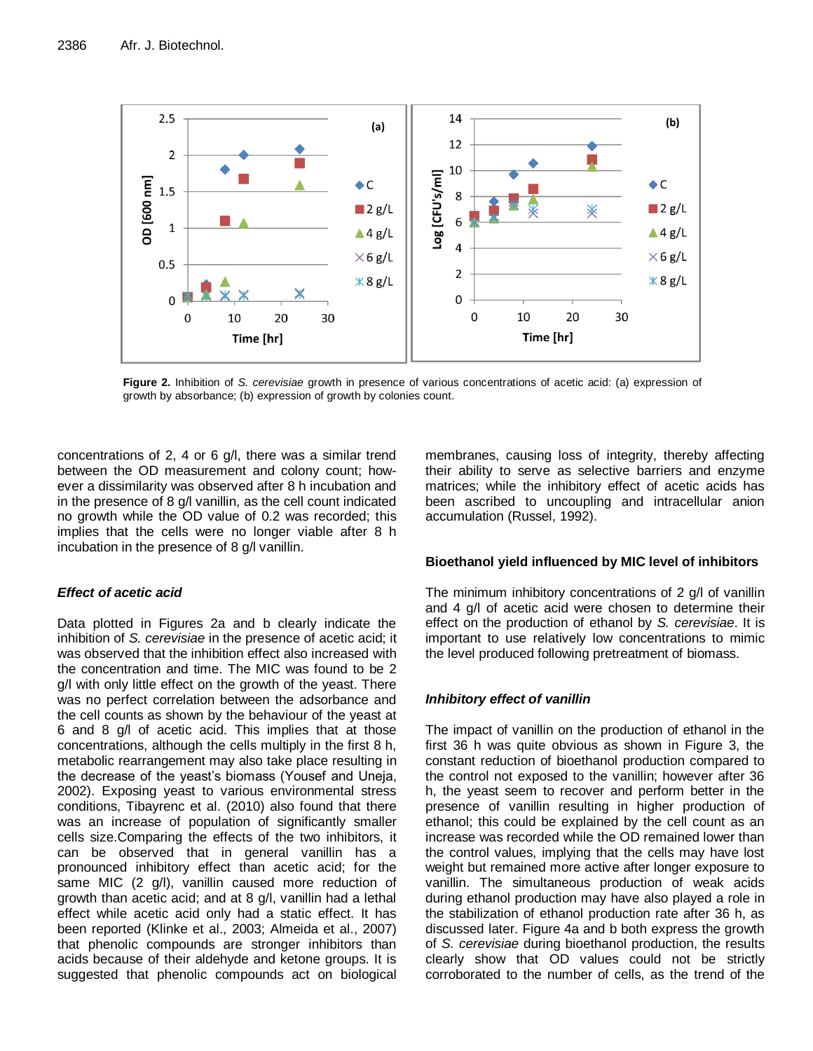**Figure 2.** Inhibition of *S. cerevisiae* growth in presence of various concentrations of acetic acid: (a) expression of growth by absorbance; (b) expression of growth by colonies count.

concentrations of 2, 4 or 6 g/l, there was a similar trend between the OD measurement and colony count; however a dissimilarity was observed after 8 h incubation and in the presence of 8 g/l vanillin, as the cell count indicated no growth while the OD value of 0.2 was recorded; this implies that the cells were no longer viable after 8 h incubation in the presence of 8 g/l vanillin.

### *Effect of acetic acid*

Data plotted in Figures 2a and b clearly indicate the inhibition of *S. cerevisiae* in the presence of acetic acid; it was observed that the inhibition effect also increased with the concentration and time. The MIC was found to be 2 g/l with only little effect on the growth of the yeast. There was no perfect correlation between the adsorbance and the cell counts as shown by the behaviour of the yeast at 6 and 8 g/l of acetic acid. This implies that at those concentrations, although the cells multiply in the first 8 h, metabolic rearrangement may also take place resulting in the decrease of the yeast's biomass (Yousef and Uneja, 2002). Exposing yeast to various environmental stress conditions, Tibayrenc et al. (2010) also found that there was an increase of population of significantly smaller cells size.Comparing the effects of the two inhibitors, it can be observed that in general vanillin has a pronounced inhibitory effect than acetic acid; for the same MIC (2 g/l), vanillin caused more reduction of growth than acetic acid; and at 8 g/l, vanillin had a lethal effect while acetic acid only had a static effect. It has been reported (Klinke et al., 2003; Almeida et al., 2007) that phenolic compounds are stronger inhibitors than acids because of their aldehyde and ketone groups. It is suggested that phenolic compounds act on biological membranes, causing loss of integrity, thereby affecting their ability to serve as selective barriers and enzyme matrices; while the inhibitory effect of acetic acids has been ascribed to uncoupling and intracellular anion accumulation (Russel, 1992).

### **Bioethanol yield influenced by MIC level of inhibitors**

The minimum inhibitory concentrations of 2 g/l of vanillin and 4 g/l of acetic acid were chosen to determine their effect on the production of ethanol by *S. cerevisiae*. It is important to use relatively low concentrations to mimic the level produced following pretreatment of biomass.

### *Inhibitory effect of vanillin*

The impact of vanillin on the production of ethanol in the first 36 h was quite obvious as shown in Figure 3, the constant reduction of bioethanol production compared to the control not exposed to the vanillin; however after 36 h, the yeast seem to recover and perform better in the presence of vanillin resulting in higher production of ethanol; this could be explained by the cell count as an increase was recorded while the OD remained lower than the control values, implying that the cells may have lost weight but remained more active after longer exposure to vanillin. The simultaneous production of weak acids during ethanol production may have also played a role in the stabilization of ethanol production rate after 36 h, as discussed later. Figure 4a and b both express the growth of *S. cerevisiae* during bioethanol production, the results clearly show that OD values could not be strictly corroborated to the number of cells, as the trend of the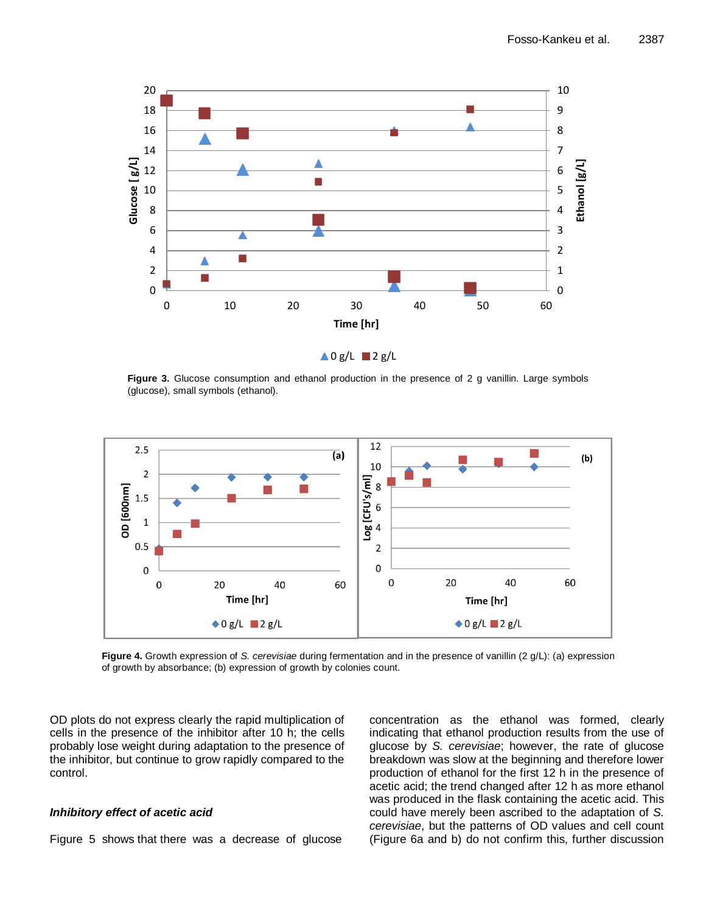Figure 3. Glucose consumption and ethanol production in the presence of 2 g vanillin. Large symbols (glucose), small symbols (ethanol).

Figure 4. Growth expression of *S. cerevisiae* during fermentation and in the presence of vanillin (2 g/L): (a) expression of growth by absorbance; (b) expression of growth by colonies count.

OD plots do not express clearly the rapid multiplication of cells in the presence of the inhibitor after 10 h; the cells probably lose weight during adaptation to the presence of the inhibitor, but continue to grow rapidly compared to the control.

### *Inhibitory effect of acetic acid*

Figure 5 shows that there was a decrease of glucose concentration as the ethanol was formed, clearly indicating that ethanol production results from the use of glucose by *S. cerevisiae*; however, the rate of glucose breakdown was slow at the beginning and therefore lower production of ethanol for the first 12 h in the presence of acetic acid; the trend changed after 12 h as more ethanol was produced in the flask containing the acetic acid. This could have merely been ascribed to the adaptation of *S. cerevisiae*, but the patterns of OD values and cell count (Figure 6a and b) do not confirm this, further discussion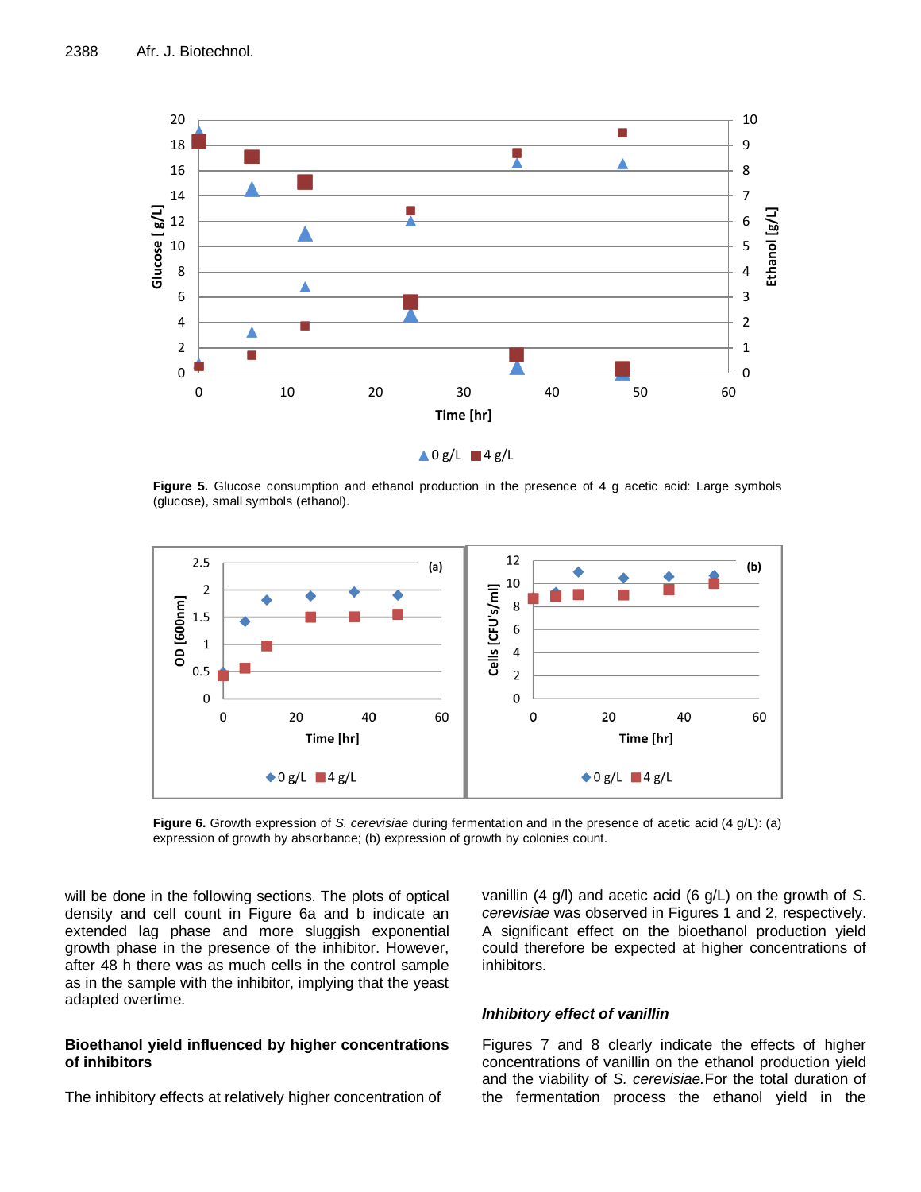Figure 5. Glucose consumption and ethanol production in the presence of 4 g acetic acid: Large symbols (glucose), small symbols (ethanol).

Figure 6. Growth expression of *S. cerevisiae* during fermentation and in the presence of acetic acid (4 g/L): (a) expression of growth by absorbance; (b) expression of growth by colonies count.

will be done in the following sections. The plots of optical density and cell count in Figure 6a and b indicate an extended lag phase and more sluggish exponential growth phase in the presence of the inhibitor. However, after 48 h there was as much cells in the control sample as in the sample with the inhibitor, implying that the yeast adapted overtime.

## Bioethanol yield influenced by higher concentrations of inhibitors

The inhibitory effects at relatively higher concentration of vanillin (4 g/l) and acetic acid (6 g/L) on the growth of *S. cerevisiae* was observed in Figures 1 and 2, respectively. A significant effect on the bioethanol production yield could therefore be expected at higher concentrations of inhibitors.

### *Inhibitory effect of vanillin*

Figures 7 and 8 clearly indicate the effects of higher concentrations of vanillin on the ethanol production yield and the viability of *S. cerevisiae.* For the total duration of the fermentation process the ethanol yield in the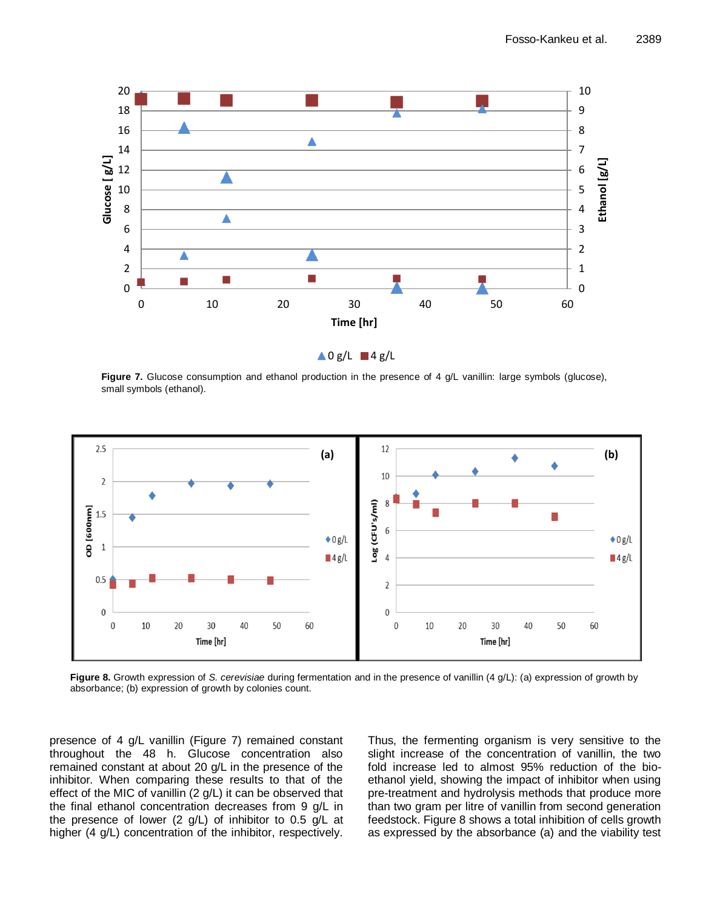**Figure 7.** Glucose consumption and ethanol production in the presence of 4 g/L vanillin: large symbols (glucose), small symbols (ethanol).

**Figure 8.** Growth expression of *S. cerevisiae* during fermentation and in the presence of vanillin (4 g/L): (a) expression of growth by absorbance; (b) expression of growth by colonies count.

presence of 4 g/L vanillin (Figure 7) remained constant throughout the 48 h. Glucose concentration also remained constant at about 20 g/L in the presence of the inhibitor. When comparing these results to that of the effect of the MIC of vanillin (2 g/L) it can be observed that the final ethanol concentration decreases from 9 g/L in the presence of lower (2 g/L) of inhibitor to 0.5 g/L at higher (4 g/L) concentration of the inhibitor, respectively. Thus, the fermenting organism is very sensitive to the slight increase of the concentration of vanillin, the two fold increase led to almost 95% reduction of the bio-ethanol yield, showing the impact of inhibitor when using pre-treatment and hydrolysis methods that produce more than two gram per litre of vanillin from second generation feedstock. Figure 8 shows a total inhibition of cells growth as expressed by the absorbance (a) and the viability test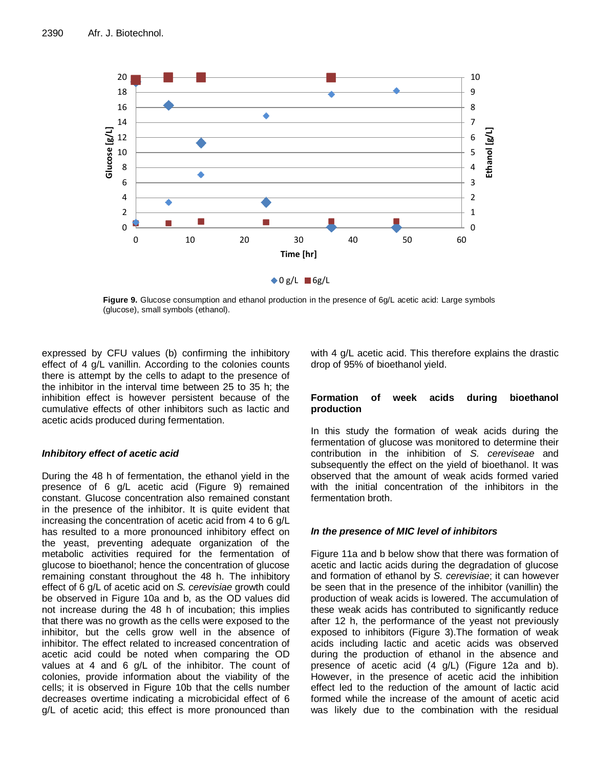**Figure 9.** Glucose consumption and ethanol production in the presence of 6g/L acetic acid: Large symbols (glucose), small symbols (ethanol).

expressed by CFU values (b) confirming the inhibitory effect of 4 g/L vanillin. According to the colonies counts there is attempt by the cells to adapt to the presence of the inhibitor in the interval time between 25 to 35 h; the inhibition effect is however persistent because of the cumulative effects of other inhibitors such as lactic and acetic acids produced during fermentation.

### *Inhibitory effect of acetic acid*

During the 48 h of fermentation, the ethanol yield in the presence of 6 g/L acetic acid (Figure 9) remained constant. Glucose concentration also remained constant in the presence of the inhibitor. It is quite evident that increasing the concentration of acetic acid from 4 to 6 g/L has resulted to a more pronounced inhibitory effect on the yeast, preventing adequate organization of the metabolic activities required for the fermentation of glucose to bioethanol; hence the concentration of glucose remaining constant throughout the 48 h. The inhibitory effect of 6 g/L of acetic acid on *S. cerevisiae* growth could be observed in Figure 10a and b, as the OD values did not increase during the 48 h of incubation; this implies that there was no growth as the cells were exposed to the inhibitor, but the cells grow well in the absence of inhibitor. The effect related to increased concentration of acetic acid could be noted when comparing the OD values at 4 and 6 g/L of the inhibitor. The count of colonies, provide information about the viability of the cells; it is observed in Figure 10b that the cells number decreases overtime indicating a microbicidal effect of 6 g/L of acetic acid; this effect is more pronounced than with 4 g/L acetic acid. This therefore explains the drastic drop of 95% of bioethanol yield.

## **Formation of week acids during bioethanol production**

In this study the formation of weak acids during the fermentation of glucose was monitored to determine their contribution in the inhibition of *S. cereviseae* and subsequently the effect on the yield of bioethanol. It was observed that the amount of weak acids formed varied with the initial concentration of the inhibitors in the fermentation broth.

### *In the presence of MIC level of inhibitors*

Figure 11a and b below show that there was formation of acetic and lactic acids during the degradation of glucose and formation of ethanol by *S. cerevisiae*; it can however be seen that in the presence of the inhibitor (vanillin) the production of weak acids is lowered. The accumulation of these weak acids has contributed to significantly reduce after 12 h, the performance of the yeast not previously exposed to inhibitors (Figure 3).The formation of weak acids including lactic and acetic acids was observed during the production of ethanol in the absence and presence of acetic acid (4 g/L) (Figure 12a and b). However, in the presence of acetic acid the inhibition effect led to the reduction of the amount of lactic acid formed while the increase of the amount of acetic acid was likely due to the combination with the residual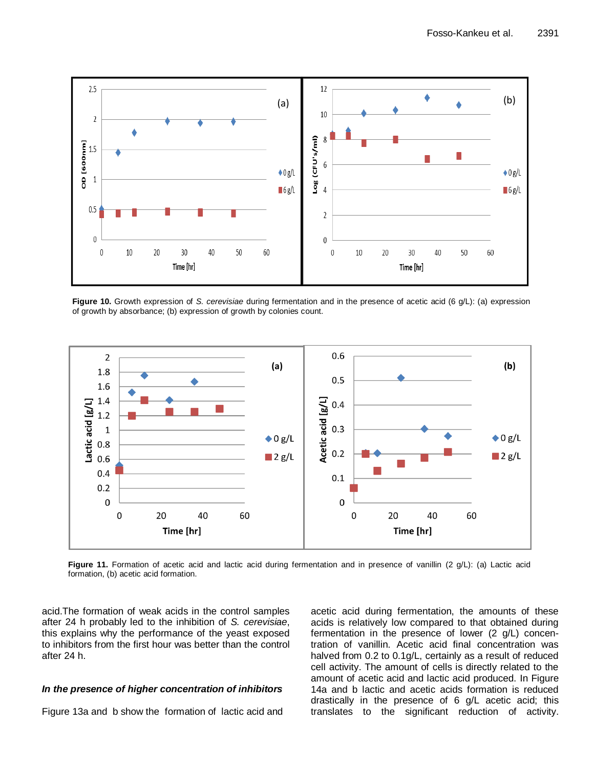**Figure 10.** Growth expression of *S. cerevisiae* during fermentation and in the presence of acetic acid (6 g/L): (a) expression of growth by absorbance; (b) expression of growth by colonies count.

**Figure 11.** Formation of acetic acid and lactic acid during fermentation and in presence of vanillin (2 g/L): (a) Lactic acid formation, (b) acetic acid formation.

acid.The formation of weak acids in the control samples after 24 h probably led to the inhibition of *S. cerevisiae*, this explains why the performance of the yeast exposed to inhibitors from the first hour was better than the control after 24 h.

### *In the presence of higher concentration of inhibitors*

Figure 13a and b show the formation of lactic acid and acetic acid during fermentation, the amounts of these acids is relatively low compared to that obtained during fermentation in the presence of lower (2 g/L) concentration of vanillin. Acetic acid final concentration was halved from 0.2 to 0.1g/L, certainly as a result of reduced cell activity. The amount of cells is directly related to the amount of acetic acid and lactic acid produced. In Figure 14a and b lactic and acetic acids formation is reduced drastically in the presence of 6 g/L acetic acid; this translates to the significant reduction of activity.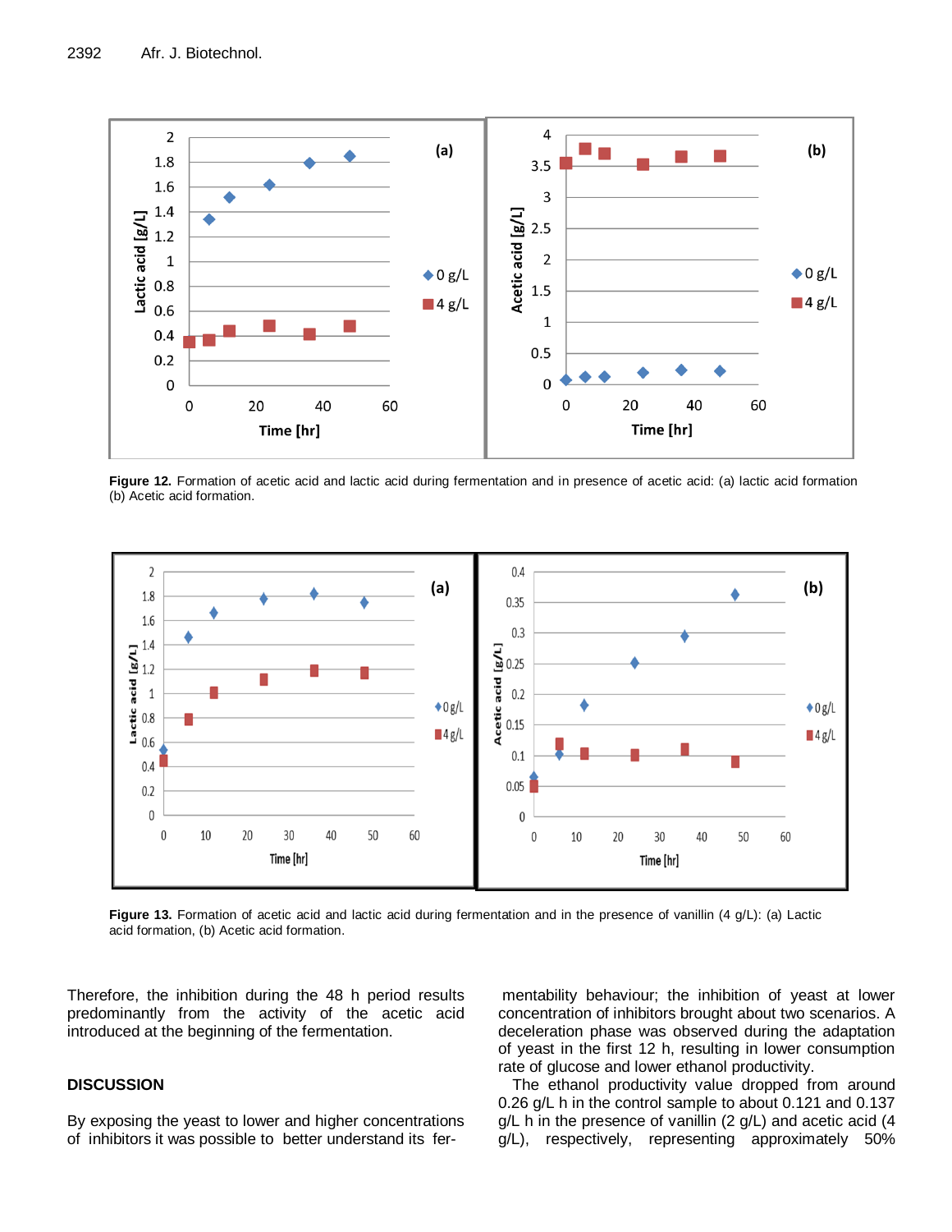Figure 12. Formation of acetic acid and lactic acid during fermentation and in presence of acetic acid: (a) lactic acid formation (b) Acetic acid formation.

Figure 13. Formation of acetic acid and lactic acid during fermentation and in the presence of vanillin (4 g/L): (a) Lactic acid formation, (b) Acetic acid formation.

Therefore, the inhibition during the 48 h period results predominantly from the activity of the acetic acid introduced at the beginning of the fermentation.

## DISCUSSION

By exposing the yeast to lower and higher concentrations of inhibitors it was possible to better understand its fermentability behaviour; the inhibition of yeast at lower concentration of inhibitors brought about two scenarios. A deceleration phase was observed during the adaptation of yeast in the first 12 h, resulting in lower consumption rate of glucose and lower ethanol productivity.

The ethanol productivity value dropped from around 0.26 g/L h in the control sample to about 0.121 and 0.137 g/L h in the presence of vanillin (2 g/L) and acetic acid (4 g/L), respectively, representing approximately 50%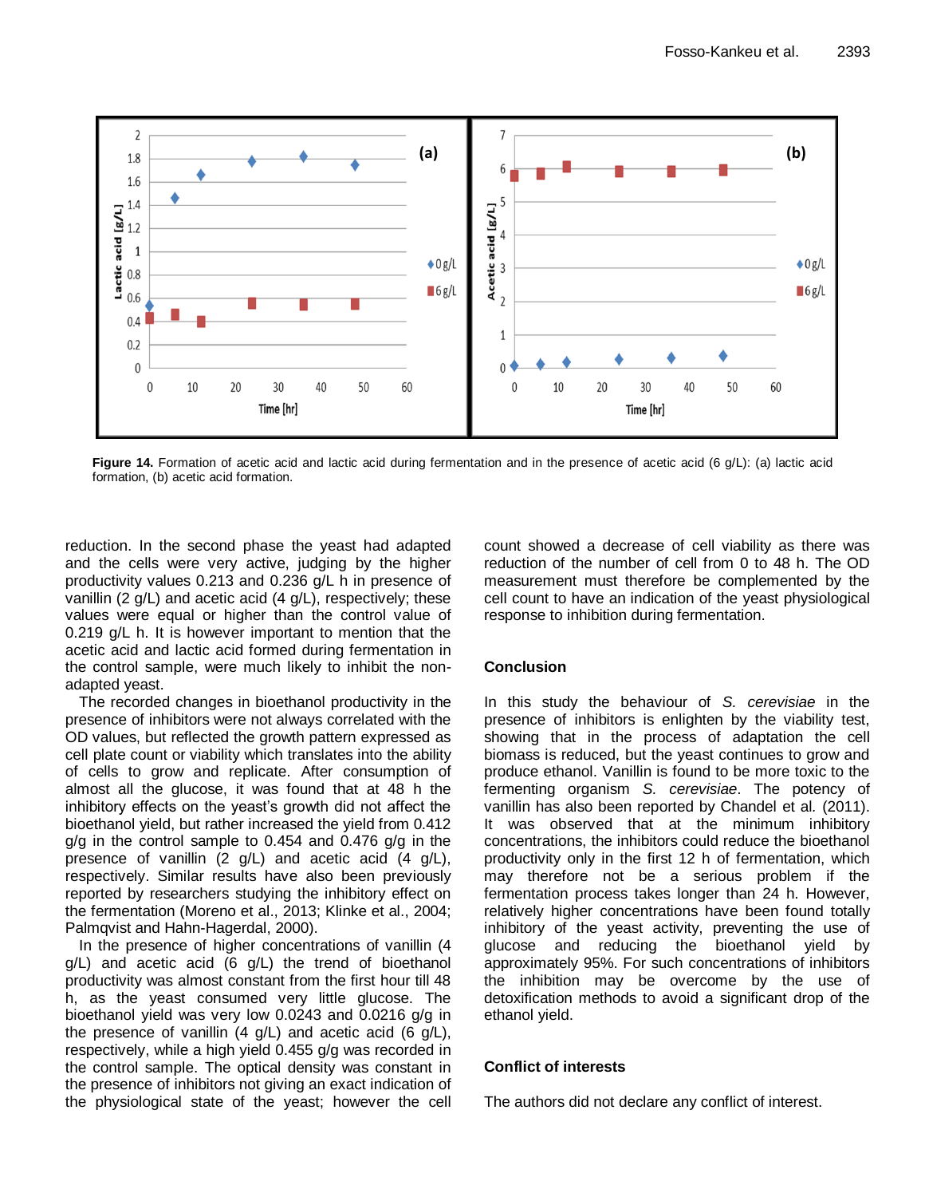Figure 14. Formation of acetic acid and lactic acid during fermentation and in the presence of acetic acid (6 g/L): (a) lactic acid formation, (b) acetic acid formation.

reduction. In the second phase the yeast had adapted and the cells were very active, judging by the higher productivity values 0.213 and 0.236 g/L h in presence of vanillin (2 g/L) and acetic acid (4 g/L), respectively; these values were equal or higher than the control value of 0.219 g/L h. It is however important to mention that the acetic acid and lactic acid formed during fermentation in the control sample, were much likely to inhibit the non-adapted yeast.

The recorded changes in bioethanol productivity in the presence of inhibitors were not always correlated with the OD values, but reflected the growth pattern expressed as cell plate count or viability which translates into the ability of cells to grow and replicate. After consumption of almost all the glucose, it was found that at 48 h the inhibitory effects on the yeast's growth did not affect the bioethanol yield, but rather increased the yield from 0.412 g/g in the control sample to 0.454 and 0.476 g/g in the presence of vanillin (2 g/L) and acetic acid (4 g/L), respectively. Similar results have also been previously reported by researchers studying the inhibitory effect on the fermentation (Moreno et al., 2013; Klinke et al., 2004; Palmqvist and Hahn-Hagerdal, 2000).

In the presence of higher concentrations of vanillin (4 g/L) and acetic acid (6 g/L) the trend of bioethanol productivity was almost constant from the first hour till 48 h, as the yeast consumed very little glucose. The bioethanol yield was very low 0.0243 and 0.0216 g/g in the presence of vanillin (4 g/L) and acetic acid (6 g/L), respectively, while a high yield 0.455 g/g was recorded in the control sample. The optical density was constant in the presence of inhibitors not giving an exact indication of the physiological state of the yeast; however the cell count showed a decrease of cell viability as there was reduction of the number of cell from 0 to 48 h. The OD measurement must therefore be complemented by the cell count to have an indication of the yeast physiological response to inhibition during fermentation.

## Conclusion

In this study the behaviour of *S. cerevisiae* in the presence of inhibitors is enlighten by the viability test, showing that in the process of adaptation the cell biomass is reduced, but the yeast continues to grow and produce ethanol. Vanillin is found to be more toxic to the fermenting organism *S. cerevisiae*. The potency of vanillin has also been reported by Chandel et al. (2011). It was observed that at the minimum inhibitory concentrations, the inhibitors could reduce the bioethanol productivity only in the first 12 h of fermentation, which may therefore not be a serious problem if the fermentation process takes longer than 24 h. However, relatively higher concentrations have been found totally inhibitory of the yeast activity, preventing the use of glucose and reducing the bioethanol yield by approximately 95%. For such concentrations of inhibitors the inhibition may be overcome by the use of detoxification methods to avoid a significant drop of the ethanol yield.

## Conflict of interests

The authors did not declare any conflict of interest.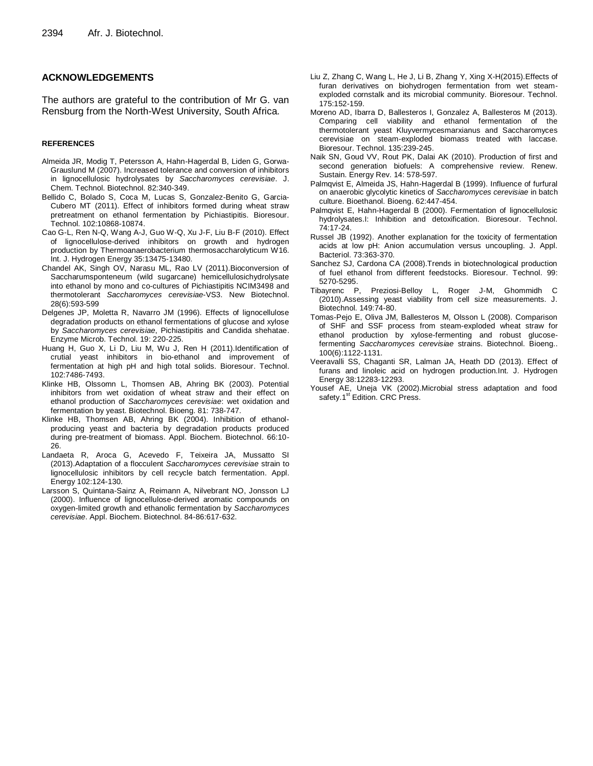## ACKNOWLEDGEMENTS

The authors are grateful to the contribution of Mr G. van Rensburg from the North-West University, South Africa.

### REFERENCES

Almeida JR, Modig T, Petersson A, Hahn-Hagerdal B, Liden G, Gorwa-Grauslund M (2007). Increased tolerance and conversion of inhibitors in lignocellulosic hydrolysates by *Saccharomyces cerevisiae*. J. Chem. Technol. Biotechnol. 82:340-349.

Bellido C, Bolado S, Coca M, Lucas S, Gonzalez-Benito G, Garcia-Cubero MT (2011). Effect of inhibitors formed during wheat straw pretreatment on ethanol fermentation by Pichiastipitis. Bioresour. Technol. 102:10868-10874.

Cao G-L, Ren N-Q, Wang A-J, Guo W-Q, Xu J-F, Liu B-F (2010). Effect of lignocellulose-derived inhibitors on growth and hydrogen production by Thermoanaerobacterium thermosaccharolyticum W16. Int. J. Hydrogen Energy 35:13475-13480.

Chandel AK, Singh OV, Narasu ML, Rao LV (2011).Bioconversion of Saccharumsponteneum (wild sugarcane) hemicellulosichydrolysate into ethanol by mono and co-cultures of Pichiastipitis NCIM3498 and thermotolerant *Saccharomyces cerevisiae*-VS3. New Biotechnol. 28(6):593-599

Delgenes JP, Moletta R, Navarro JM (1996). Effects of lignocellulose degradation products on ethanol fermentations of glucose and xylose by *Saccharomyces cerevisiae*, Pichiastipitis and Candida shehatae. Enzyme Microb. Technol. 19: 220-225.

Huang H, Guo X, Li D, Liu M, Wu J, Ren H (2011).Identification of crutial yeast inhibitors in bio-ethanol and improvement of fermentation at high pH and high total solids. Bioresour. Technol. 102:7486-7493.

Klinke HB, Olssomn L, Thomsen AB, Ahring BK (2003). Potential inhibitors from wet oxidation of wheat straw and their effect on ethanol production of *Saccharomyces cerevisiae*: wet oxidation and fermentation by yeast. Biotechnol. Bioeng. 81: 738-747.

Klinke HB, Thomsen AB, Ahring BK (2004). Inhibition of ethanol-producing yeast and bacteria by degradation products produced during pre-treatment of biomass. Appl. Biochem. Biotechnol. 66:10-26.

Landaeta R, Aroca G, Acevedo F, Teixeira JA, Mussatto SI (2013).Adaptation of a flocculent *Saccharomyces cerevisiae* strain to lignocellulosic inhibitors by cell recycle batch fermentation. Appl. Energy 102:124-130.

Larsson S, Quintana-Sainz A, Reimann A, Nilvebrant NO, Jonsson LJ (2000). Influence of lignocellulose-derived aromatic compounds on oxygen-limited growth and ethanolic fermentation by *Saccharomyces cerevisiae*. Appl. Biochem. Biotechnol. 84-86:617-632.

Liu Z, Zhang C, Wang L, He J, Li B, Zhang Y, Xing X-H(2015).Effects of furan derivatives on biohydrogen fermentation from wet steam-exploded cornstalk and its microbial community. Bioresour. Technol. 175:152-159.

Moreno AD, Ibarra D, Ballesteros I, Gonzalez A, Ballesteros M (2013). Comparing cell viability and ethanol fermentation of the thermotolerant yeast Kluyvermycesmarxianus and Saccharomyces cerevisiae on steam-exploded biomass treated with laccase. Bioresour. Technol. 135:239-245.

Naik SN, Goud VV, Rout PK, Dalai AK (2010). Production of first and second generation biofuels: A comprehensive review. Renew. Sustain. Energy Rev. 14: 578-597.

Palmqvist E, Almeida JS, Hahn-Hagerdal B (1999). Influence of furfural on anaerobic glycolytic kinetics of *Saccharomyces cerevisiae* in batch culture. Bioethanol. Bioeng. 62:447-454.

Palmqvist E, Hahn-Hagerdal B (2000). Fermentation of lignocellulosic hydrolysates.I: Inhibition and detoxification. Bioresour. Technol. 74:17-24.

Russel JB (1992). Another explanation for the toxicity of fermentation acids at low pH: Anion accumulation versus uncoupling. J. Appl. Bacteriol. 73:363-370.

Sanchez SJ, Cardona CA (2008).Trends in biotechnological production of fuel ethanol from different feedstocks. Bioresour. Technol. 99: 5270-5295.

Tibayrenc P, Preziosi-Belloy L, Roger J-M, Ghommidh C (2010).Assessing yeast viability from cell size measurements. J. Biotechnol. 149:74-80.

Tomas-Pejo E, Oliva JM, Ballesteros M, Olsson L (2008). Comparison of SHF and SSF process from steam-exploded wheat straw for ethanol production by xylose-fermenting and robust glucose-fermenting *Saccharomyces cerevisiae* strains. Biotechnol. Bioeng.. 100(6):1122-1131.

Veeravalli SS, Chaganti SR, Lalman JA, Heath DD (2013). Effect of furans and linoleic acid on hydrogen production.Int. J. Hydrogen Energy 38:12283-12293.

Yousef AE, Uneja VK (2002).Microbial stress adaptation and food safety.1st Edition. CRC Press.